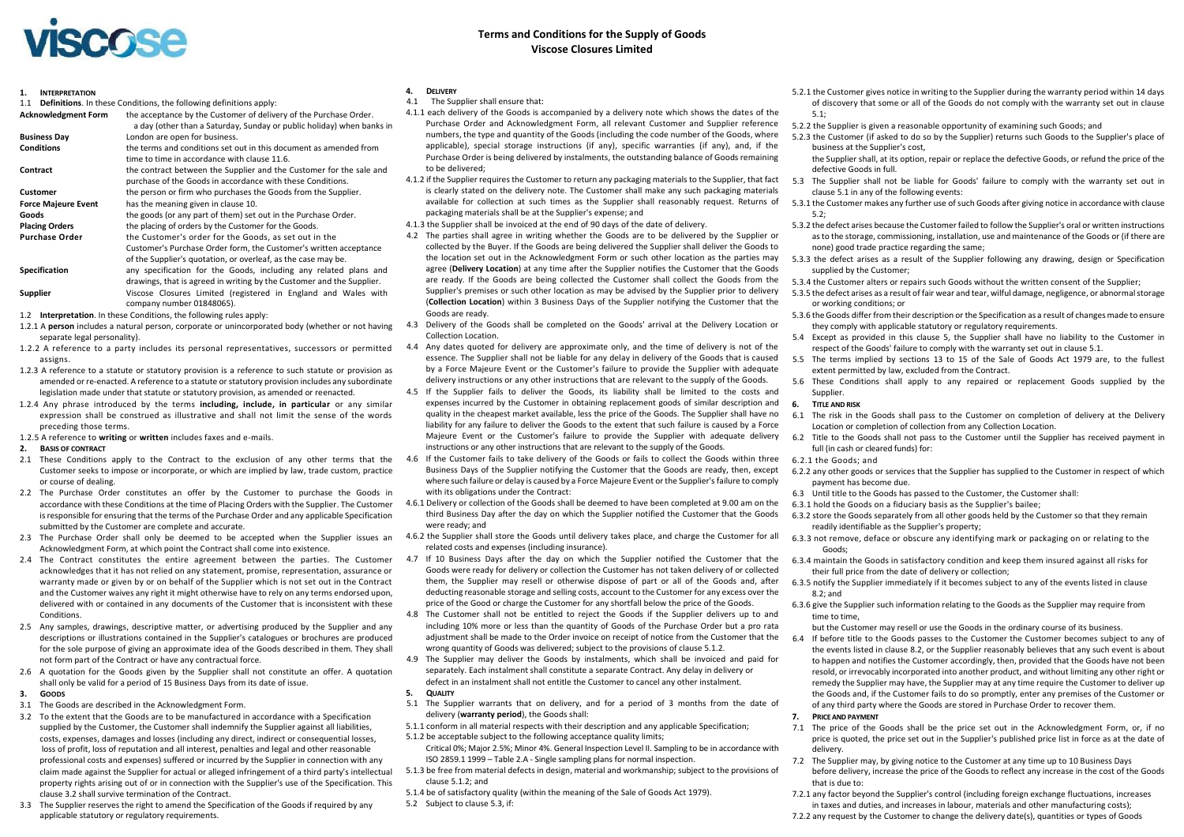# Terms and Conditions for the Supply of Goods
## Viscose Closures Limited

### 1. INTERPRETATION

1.1 **Definitions**. In these Conditions, the following definitions apply:

| | |
|---|---|
| **Acknowledgment Form** | the acceptance by the Customer of delivery of the Purchase Order. |
| **Business Day** | a day (other than a Saturday, Sunday or public holiday) when banks in London are open for business. |
| **Conditions** | the terms and conditions set out in this document as amended from time to time in accordance with clause 11.6. |
| **Contract** | the contract between the Supplier and the Customer for the sale and purchase of the Goods in accordance with these Conditions. |
| **Customer** | the person or firm who purchases the Goods from the Supplier. |
| **Force Majeure Event** | has the meaning given in clause 10. |
| **Goods** | the goods (or any part of them) set out in the Purchase Order. |
| **Placing Orders** | the placing of orders by the Customer for the Goods. |
| **Purchase Order** | the Customer's order for the Goods, as set out in the Customer's Purchase Order form, the Customer's written acceptance of the Supplier's quotation, or overleaf, as the case may be. |
| **Specification** | any specification for the Goods, including any related plans and drawings, that is agreed in writing by the Customer and the Supplier. |
| **Supplier** | Viscose Closures Limited (registered in England and Wales with company number 01848065). |

1.2 **Interpretation**. In these Conditions, the following rules apply:

1.2.1 A **person** includes a natural person, corporate or unincorporated body (whether or not having separate legal personality).

1.2.2 A reference to a party includes its personal representatives, successors or permitted assigns.

1.2.3 A reference to a statute or statutory provision is a reference to such statute or provision as amended or re-enacted. A reference to a statute or statutory provision includes any subordinate legislation made under that statute or statutory provision, as amended or reenacted.

1.2.4 Any phrase introduced by the terms **including, include, in particular** or any similar expression shall be construed as illustrative and shall not limit the sense of the words preceding those terms.

1.2.5 A reference to **writing** or **written** includes faxes and e-mails.

### 2. BASIS OF CONTRACT

2.1 These Conditions apply to the Contract to the exclusion of any other terms that the Customer seeks to impose or incorporate, or which are implied by law, trade custom, practice or course of dealing.

2.2 The Purchase Order constitutes an offer by the Customer to purchase the Goods in accordance with these Conditions at the time of Placing Orders with the Supplier. The Customer is responsible for ensuring that the terms of the Purchase Order and any applicable Specification submitted by the Customer are complete and accurate.

2.3 The Purchase Order shall only be deemed to be accepted when the Supplier issues an Acknowledgment Form, at which point the Contract shall come into existence.

2.4 The Contract constitutes the entire agreement between the parties. The Customer acknowledges that it has not relied on any statement, promise, representation, assurance or warranty made or given by or on behalf of the Supplier which is not set out in the Contract and the Customer waives any right it might otherwise have to rely on any terms endorsed upon, delivered with or contained in any documents of the Customer that is inconsistent with these Conditions.

2.5 Any samples, drawings, descriptive matter, or advertising produced by the Supplier and any descriptions or illustrations contained in the Supplier's catalogues or brochures are produced for the sole purpose of giving an approximate idea of the Goods described in them. They shall not form part of the Contract or have any contractual force.

2.6 A quotation for the Goods given by the Supplier shall not constitute an offer. A quotation shall only be valid for a period of 15 Business Days from its date of issue.

### 3. GOODS

3.1 The Goods are described in the Acknowledgment Form.

3.2 To the extent that the Goods are to be manufactured in accordance with a Specification supplied by the Customer, the Customer shall indemnify the Supplier against all liabilities, costs, expenses, damages and losses (including any direct, indirect or consequential losses, loss of profit, loss of reputation and all interest, penalties and legal and other reasonable professional costs and expenses) suffered or incurred by the Supplier in connection with any claim made against the Supplier for actual or alleged infringement of a third party's intellectual property rights arising out of or in connection with the Supplier's use of the Specification. This clause 3.2 shall survive termination of the Contract.

3.3 The Supplier reserves the right to amend the Specification of the Goods if required by any applicable statutory or regulatory requirements.

### 4. DELIVERY

4.1 The Supplier shall ensure that:

4.1.1 each delivery of the Goods is accompanied by a delivery note which shows the dates of the Purchase Order and Acknowledgment Form, all relevant Customer and Supplier reference numbers, the type and quantity of the Goods (including the code number of the Goods, where applicable), special storage instructions (if any), specific warranties (if any), and, if the Purchase Order is being delivered by instalments, the outstanding balance of Goods remaining to be delivered;

4.1.2 if the Supplier requires the Customer to return any packaging materials to the Supplier, that fact is clearly stated on the delivery note. The Customer shall make any such packaging materials available for collection at such times as the Supplier shall reasonably request. Returns of packaging materials shall be at the Supplier's expense; and

4.1.3 the Supplier shall be invoiced at the end of 90 days of the date of delivery.

4.2 The parties shall agree in writing whether the Goods are to be delivered by the Supplier or collected by the Buyer. If the Goods are being delivered the Supplier shall deliver the Goods to the location set out in the Acknowledgment Form or such other location as the parties may agree (**Delivery Location**) at any time after the Supplier notifies the Customer that the Goods are ready. If the Goods are being collected the Customer shall collect the Goods from the Supplier's premises or such other location as may be advised by the Supplier prior to delivery (**Collection Location**) within 3 Business Days of the Supplier notifying the Customer that the Goods are ready.

4.3 Delivery of the Goods shall be completed on the Goods' arrival at the Delivery Location or Collection Location.

4.4 Any dates quoted for delivery are approximate only, and the time of delivery is not of the essence. The Supplier shall not be liable for any delay in delivery of the Goods that is caused by a Force Majeure Event or the Customer's failure to provide the Supplier with adequate delivery instructions or any other instructions that are relevant to the supply of the Goods.

4.5 If the Supplier fails to deliver the Goods, its liability shall be limited to the costs and expenses incurred by the Customer in obtaining replacement goods of similar description and quality in the cheapest market available, less the price of the Goods. The Supplier shall have no liability for any failure to deliver the Goods to the extent that such failure is caused by a Force Majeure Event or the Customer's failure to provide the Supplier with adequate delivery instructions or any other instructions that are relevant to the supply of the Goods.

4.6 If the Customer fails to take delivery of the Goods or fails to collect the Goods within three Business Days of the Supplier notifying the Customer that the Goods are ready, then, except where such failure or delay is caused by a Force Majeure Event or the Supplier's failure to comply with its obligations under the Contract:

4.6.1 Delivery or collection of the Goods shall be deemed to have been completed at 9.00 am on the third Business Day after the day on which the Supplier notified the Customer that the Goods were ready; and

4.6.2 the Supplier shall store the Goods until delivery takes place, and charge the Customer for all related costs and expenses (including insurance).

4.7 If 10 Business Days after the day on which the Supplier notified the Customer that the Goods were ready for delivery or collection the Customer has not taken delivery of or collected them, the Supplier may resell or otherwise dispose of part or all of the Goods and, after deducting reasonable storage and selling costs, account to the Customer for any excess over the price of the Good or charge the Customer for any shortfall below the price of the Goods.

4.8 The Customer shall not be entitled to reject the Goods if the Supplier delivers up to and including 10% more or less than the quantity of Goods of the Purchase Order but a pro rata adjustment shall be made to the Order invoice on receipt of notice from the Customer that the wrong quantity of Goods was delivered; subject to the provisions of clause 5.1.2.

4.9 The Supplier may deliver the Goods by instalments, which shall be invoiced and paid for separately. Each instalment shall constitute a separate Contract. Any delay in delivery or defect in an instalment shall not entitle the Customer to cancel any other instalment.

### 5. QUALITY

5.1 The Supplier warrants that on delivery, and for a period of 3 months from the date of delivery (**warranty period**), the Goods shall:

5.1.1 conform in all material respects with their description and any applicable Specification;

5.1.2 be acceptable subject to the following acceptance quality limits;

Critical 0%; Major 2.5%; Minor 4%. General Inspection Level II. Sampling to be in accordance with ISO 2859.1 1999 – Table 2.A - Single sampling plans for normal inspection.

5.1.3 be free from material defects in design, material and workmanship; subject to the provisions of clause 5.1.2; and

5.1.4 be of satisfactory quality (within the meaning of the Sale of Goods Act 1979).

5.2 Subject to clause 5.3, if:

5.2.1 the Customer gives notice in writing to the Supplier during the warranty period within 14 days of discovery that some or all of the Goods do not comply with the warranty set out in clause 5.1;

5.2.2 the Supplier is given a reasonable opportunity of examining such Goods; and

5.2.3 the Customer (if asked to do so by the Supplier) returns such Goods to the Supplier's place of business at the Supplier's cost,

the Supplier shall, at its option, repair or replace the defective Goods, or refund the price of the defective Goods in full.

5.3 The Supplier shall not be liable for Goods' failure to comply with the warranty set out in clause 5.1 in any of the following events:

5.3.1 the Customer makes any further use of such Goods after giving notice in accordance with clause 5.2;

5.3.2 the defect arises because the Customer failed to follow the Supplier's oral or written instructions as to the storage, commissioning, installation, use and maintenance of the Goods or (if there are none) good trade practice regarding the same;

5.3.3 the defect arises as a result of the Supplier following any drawing, design or Specification supplied by the Customer;

5.3.4 the Customer alters or repairs such Goods without the written consent of the Supplier;

5.3.5 the defect arises as a result of fair wear and tear, wilful damage, negligence, or abnormal storage or working conditions; or

5.3.6 the Goods differ from their description or the Specification as a result of changes made to ensure they comply with applicable statutory or regulatory requirements.

5.4 Except as provided in this clause 5, the Supplier shall have no liability to the Customer in respect of the Goods' failure to comply with the warranty set out in clause 5.1.

5.5 The terms implied by sections 13 to 15 of the Sale of Goods Act 1979 are, to the fullest extent permitted by law, excluded from the Contract.

5.6 These Conditions shall apply to any repaired or replacement Goods supplied by the Supplier.

### 6. TITLE AND RISK

6.1 The risk in the Goods shall pass to the Customer on completion of delivery at the Delivery Location or completion of collection from any Collection Location.

6.2 Title to the Goods shall not pass to the Customer until the Supplier has received payment in full (in cash or cleared funds) for:

6.2.1 the Goods; and

6.2.2 any other goods or services that the Supplier has supplied to the Customer in respect of which payment has become due.

6.3 Until title to the Goods has passed to the Customer, the Customer shall:

6.3.1 hold the Goods on a fiduciary basis as the Supplier's bailee;

6.3.2 store the Goods separately from all other goods held by the Customer so that they remain readily identifiable as the Supplier's property;

6.3.3 not remove, deface or obscure any identifying mark or packaging on or relating to the Goods;

6.3.4 maintain the Goods in satisfactory condition and keep them insured against all risks for their full price from the date of delivery or collection;

6.3.5 notify the Supplier immediately if it becomes subject to any of the events listed in clause 8.2; and

6.3.6 give the Supplier such information relating to the Goods as the Supplier may require from time to time,

but the Customer may resell or use the Goods in the ordinary course of its business.

6.4 If before title to the Goods passes to the Customer the Customer becomes subject to any of the events listed in clause 8.2, or the Supplier reasonably believes that any such event is about to happen and notifies the Customer accordingly, then, provided that the Goods have not been resold, or irrevocably incorporated into another product, and without limiting any other right or remedy the Supplier may have, the Supplier may at any time require the Customer to deliver up the Goods and, if the Customer fails to do so promptly, enter any premises of the Customer or of any third party where the Goods are stored in Purchase Order to recover them.

### 7. PRICE AND PAYMENT

7.1 The price of the Goods shall be the price set out in the Acknowledgment Form, or, if no price is quoted, the price set out in the Supplier's published price list in force as at the date of delivery.

7.2 The Supplier may, by giving notice to the Customer at any time up to 10 Business Days before delivery, increase the price of the Goods to reflect any increase in the cost of the Goods that is due to:

7.2.1 any factor beyond the Supplier's control (including foreign exchange fluctuations, increases in taxes and duties, and increases in labour, materials and other manufacturing costs);

7.2.2 any request by the Customer to change the delivery date(s), quantities or types of Goods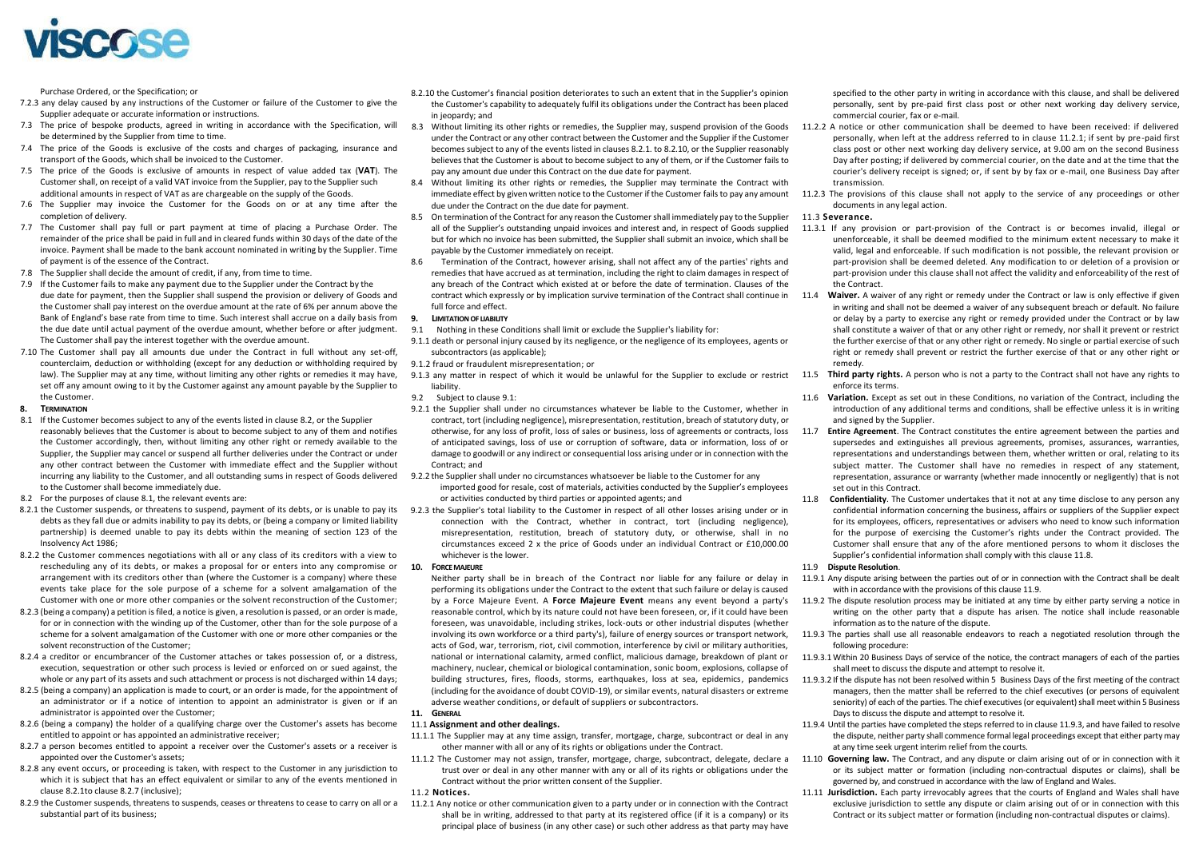Purchase Ordered, or the Specification; or

7.2.3 any delay caused by any instructions of the Customer or failure of the Customer to give the Supplier adequate or accurate information or instructions.

7.3 The price of bespoke products, agreed in writing in accordance with the Specification, will be determined by the Supplier from time to time.

7.4 The price of the Goods is exclusive of the costs and charges of packaging, insurance and transport of the Goods, which shall be invoiced to the Customer.

7.5 The price of the Goods is exclusive of amounts in respect of value added tax (**VAT**). The Customer shall, on receipt of a valid VAT invoice from the Supplier, pay to the Supplier such additional amounts in respect of VAT as are chargeable on the supply of the Goods.

7.6 The Supplier may invoice the Customer for the Goods on or at any time after the completion of delivery.

7.7 The Customer shall pay full or part payment at time of placing a Purchase Order. The remainder of the price shall be paid in full and in cleared funds within 30 days of the date of the invoice. Payment shall be made to the bank account nominated in writing by the Supplier. Time of payment is of the essence of the Contract.

7.8 The Supplier shall decide the amount of credit, if any, from time to time.

7.9 If the Customer fails to make any payment due to the Supplier under the Contract by the due date for payment, then the Supplier shall suspend the provision or delivery of Goods and the Customer shall pay interest on the overdue amount at the rate of 6% per annum above the Bank of England's base rate from time to time. Such interest shall accrue on a daily basis from the due date until actual payment of the overdue amount, whether before or after judgment. The Customer shall pay the interest together with the overdue amount.

7.10 The Customer shall pay all amounts due under the Contract in full without any set-off, counterclaim, deduction or withholding (except for any deduction or withholding required by law). The Supplier may at any time, without limiting any other rights or remedies it may have, set off any amount owing to it by the Customer against any amount payable by the Supplier to the Customer.

## 8. TERMINATION

8.1 If the Customer becomes subject to any of the events listed in clause 8.2, or the Supplier reasonably believes that the Customer is about to become subject to any of them and notifies the Customer accordingly, then, without limiting any other right or remedy available to the Supplier, the Supplier may cancel or suspend all further deliveries under the Contract or under any other contract between the Customer with immediate effect and the Supplier without incurring any liability to the Customer, and all outstanding sums in respect of Goods delivered to the Customer shall become immediately due.

8.2 For the purposes of clause 8.1, the relevant events are:

8.2.1 the Customer suspends, or threatens to suspend, payment of its debts, or is unable to pay its debts as they fall due or admits inability to pay its debts, or (being a company or limited liability partnership) is deemed unable to pay its debts within the meaning of section 123 of the Insolvency Act 1986;

8.2.2 the Customer commences negotiations with all or any class of its creditors with a view to rescheduling any of its debts, or makes a proposal for or enters into any compromise or arrangement with its creditors other than (where the Customer is a company) where these events take place for the sole purpose of a scheme for a solvent amalgamation of the Customer with one or more other companies or the solvent reconstruction of the Customer;

8.2.3 (being a company) a petition is filed, a notice is given, a resolution is passed, or an order is made, for or in connection with the winding up of the Customer, other than for the sole purpose of a scheme for a solvent amalgamation of the Customer with one or more other companies or the solvent reconstruction of the Customer;

8.2.4 a creditor or encumbrancer of the Customer attaches or takes possession of, or a distress, execution, sequestration or other such process is levied or enforced on or sued against, the whole or any part of its assets and such attachment or process is not discharged within 14 days;

8.2.5 (being a company) an application is made to court, or an order is made, for the appointment of an administrator or if a notice of intention to appoint an administrator is given or if an administrator is appointed over the Customer;

8.2.6 (being a company) the holder of a qualifying charge over the Customer's assets has become entitled to appoint or has appointed an administrative receiver;

8.2.7 a person becomes entitled to appoint a receiver over the Customer's assets or a receiver is appointed over the Customer's assets;

8.2.8 any event occurs, or proceeding is taken, with respect to the Customer in any jurisdiction to which it is subject that has an effect equivalent or similar to any of the events mentioned in clause 8.2.1to clause 8.2.7 (inclusive);

8.2.9 the Customer suspends, threatens to suspends, ceases or threatens to cease to carry on all or a substantial part of its business;

8.2.10 the Customer's financial position deteriorates to such an extent that in the Supplier's opinion the Customer's capability to adequately fulfil its obligations under the Contract has been placed in jeopardy; and

8.3 Without limiting its other rights or remedies, the Supplier may, suspend provision of the Goods under the Contract or any other contract between the Customer and the Supplier if the Customer becomes subject to any of the events listed in clauses 8.2.1. to 8.2.10, or the Supplier reasonably believes that the Customer is about to become subject to any of them, or if the Customer fails to pay any amount due under this Contract on the due date for payment.

8.4 Without limiting its other rights or remedies, the Supplier may terminate the Contract with immediate effect by given written notice to the Customer if the Customer fails to pay any amount due under the Contract on the due date for payment.

8.5 On termination of the Contract for any reason the Customer shall immediately pay to the Supplier all of the Supplier's outstanding unpaid invoices and interest and, in respect of Goods supplied but for which no invoice has been submitted, the Supplier shall submit an invoice, which shall be payable by the Customer immediately on receipt.

8.6 Termination of the Contract, however arising, shall not affect any of the parties' rights and remedies that have accrued as at termination, including the right to claim damages in respect of any breach of the Contract which existed at or before the date of termination. Clauses of the contract which expressly or by implication survive termination of the Contract shall continue in full force and effect.

## 9. LIMITATION OF LIABILITY

9.1 Nothing in these Conditions shall limit or exclude the Supplier's liability for:

9.1.1 death or personal injury caused by its negligence, or the negligence of its employees, agents or subcontractors (as applicable);

9.1.2 fraud or fraudulent misrepresentation; or

9.1.3 any matter in respect of which it would be unlawful for the Supplier to exclude or restrict liability.

9.2 Subject to clause 9.1:

9.2.1 the Supplier shall under no circumstances whatever be liable to the Customer, whether in contract, tort (including negligence), misrepresentation, restitution, breach of statutory duty, or otherwise, for any loss of profit, loss of sales or business, loss of agreements or contracts, loss of anticipated savings, loss of use or corruption of software, data or information, loss of or damage to goodwill or any indirect or consequential loss arising under or in connection with the Contract; and

9.2.2 the Supplier shall under no circumstances whatsoever be liable to the Customer for any imported good for resale, cost of materials, activities conducted by the Supplier's employees or activities conducted by third parties or appointed agents; and

9.2.3 the Supplier's total liability to the Customer in respect of all other losses arising under or in connection with the Contract, whether in contract, tort (including negligence), misrepresentation, restitution, breach of statutory duty, or otherwise, shall in no circumstances exceed 2 x the price of Goods under an individual Contract or £10,000.00 whichever is the lower.

## 10. FORCE MAJEURE

Neither party shall be in breach of the Contract nor liable for any failure or delay in performing its obligations under the Contract to the extent that such failure or delay is caused by a Force Majeure Event. A **Force Majeure Event** means any event beyond a party's reasonable control, which by its nature could not have been foreseen, or, if it could have been foreseen, was unavoidable, including strikes, lock-outs or other industrial disputes (whether involving its own workforce or a third party's), failure of energy sources or transport network, acts of God, war, terrorism, riot, civil commotion, interference by civil or military authorities, national or international calamity, armed conflict, malicious damage, breakdown of plant or machinery, nuclear, chemical or biological contamination, sonic boom, explosions, collapse of building structures, fires, floods, storms, earthquakes, loss at sea, epidemics, pandemics (including for the avoidance of doubt COVID-19), or similar events, natural disasters or extreme adverse weather conditions, or default of suppliers or subcontractors.

## 11. GENERAL

### 11.1 Assignment and other dealings.

11.1.1 The Supplier may at any time assign, transfer, mortgage, charge, subcontract or deal in any other manner with all or any of its rights or obligations under the Contract.

11.1.2 The Customer may not assign, transfer, mortgage, charge, subcontract, delegate, declare a trust over or deal in any other manner with any or all of its rights or obligations under the Contract without the prior written consent of the Supplier.

### 11.2 Notices.

11.2.1 Any notice or other communication given to a party under or in connection with the Contract shall be in writing, addressed to that party at its registered office (if it is a company) or its principal place of business (in any other case) or such other address as that party may have specified to the other party in writing in accordance with this clause, and shall be delivered personally, sent by pre-paid first class post or other next working day delivery service, commercial courier, fax or e-mail.

11.2.2 A notice or other communication shall be deemed to have been received: if delivered personally, when left at the address referred to in clause 11.2.1; if sent by pre-paid first class post or other next working day delivery service, at 9.00 am on the second Business Day after posting; if delivered by commercial courier, on the date and at the time that the courier's delivery receipt is signed; or, if sent by by fax or e-mail, one Business Day after transmission.

11.2.3 The provisions of this clause shall not apply to the service of any proceedings or other documents in any legal action.

### 11.3 Severance.

11.3.1 If any provision or part-provision of the Contract is or becomes invalid, illegal or unenforceable, it shall be deemed modified to the minimum extent necessary to make it valid, legal and enforceable. If such modification is not possible, the relevant provision or part-provision shall be deemed deleted. Any modification to or deletion of a provision or part-provision under this clause shall not affect the validity and enforceability of the rest of the Contract.

11.4 **Waiver.** A waiver of any right or remedy under the Contract or law is only effective if given in writing and shall not be deemed a waiver of any subsequent breach or default. No failure or delay by a party to exercise any right or remedy provided under the Contract or by law shall constitute a waiver of that or any other right or remedy, nor shall it prevent or restrict the further exercise of that or any other right or remedy. No single or partial exercise of such right or remedy shall prevent or restrict the further exercise of that or any other right or remedy.

11.5 **Third party rights.** A person who is not a party to the Contract shall not have any rights to enforce its terms.

11.6 **Variation.** Except as set out in these Conditions, no variation of the Contract, including the introduction of any additional terms and conditions, shall be effective unless it is in writing and signed by the Supplier.

11.7 **Entire Agreement**. The Contract constitutes the entire agreement between the parties and supersedes and extinguishes all previous agreements, promises, assurances, warranties, representations and understandings between them, whether written or oral, relating to its subject matter. The Customer shall have no remedies in respect of any statement, representation, assurance or warranty (whether made innocently or negligently) that is not set out in this Contract.

11.8 **Confidentiality**. The Customer undertakes that it not at any time disclose to any person any confidential information concerning the business, affairs or suppliers of the Supplier expect for its employees, officers, representatives or advisers who need to know such information for the purpose of exercising the Customer's rights under the Contract provided. The Customer shall ensure that any of the afore mentioned persons to whom it discloses the Supplier's confidential information shall comply with this clause 11.8.

11.9 **Dispute Resolution**.

11.9.1 Any dispute arising between the parties out of or in connection with the Contract shall be dealt with in accordance with the provisions of this clause 11.9.

11.9.2 The dispute resolution process may be initiated at any time by either party serving a notice in writing on the other party that a dispute has arisen. The notice shall include reasonable information as to the nature of the dispute.

11.9.3 The parties shall use all reasonable endeavors to reach a negotiated resolution through the following procedure:

11.9.3.1 Within 20 Business Days of service of the notice, the contract managers of each of the parties shall meet to discuss the dispute and attempt to resolve it.

11.9.3.2 If the dispute has not been resolved within 5 Business Days of the first meeting of the contract managers, then the matter shall be referred to the chief executives (or persons of equivalent seniority) of each of the parties. The chief executives (or equivalent) shall meet within 5 Business Days to discuss the dispute and attempt to resolve it.

11.9.4 Until the parties have completed the steps referred to in clause 11.9.3, and have failed to resolve the dispute, neither party shall commence formal legal proceedings except that either party may at any time seek urgent interim relief from the courts.

11.10 **Governing law.** The Contract, and any dispute or claim arising out of or in connection with it or its subject matter or formation (including non-contractual disputes or claims), shall be governed by, and construed in accordance with the law of England and Wales.

11.11 **Jurisdiction.** Each party irrevocably agrees that the courts of England and Wales shall have exclusive jurisdiction to settle any dispute or claim arising out of or in connection with this Contract or its subject matter or formation (including non-contractual disputes or claims).